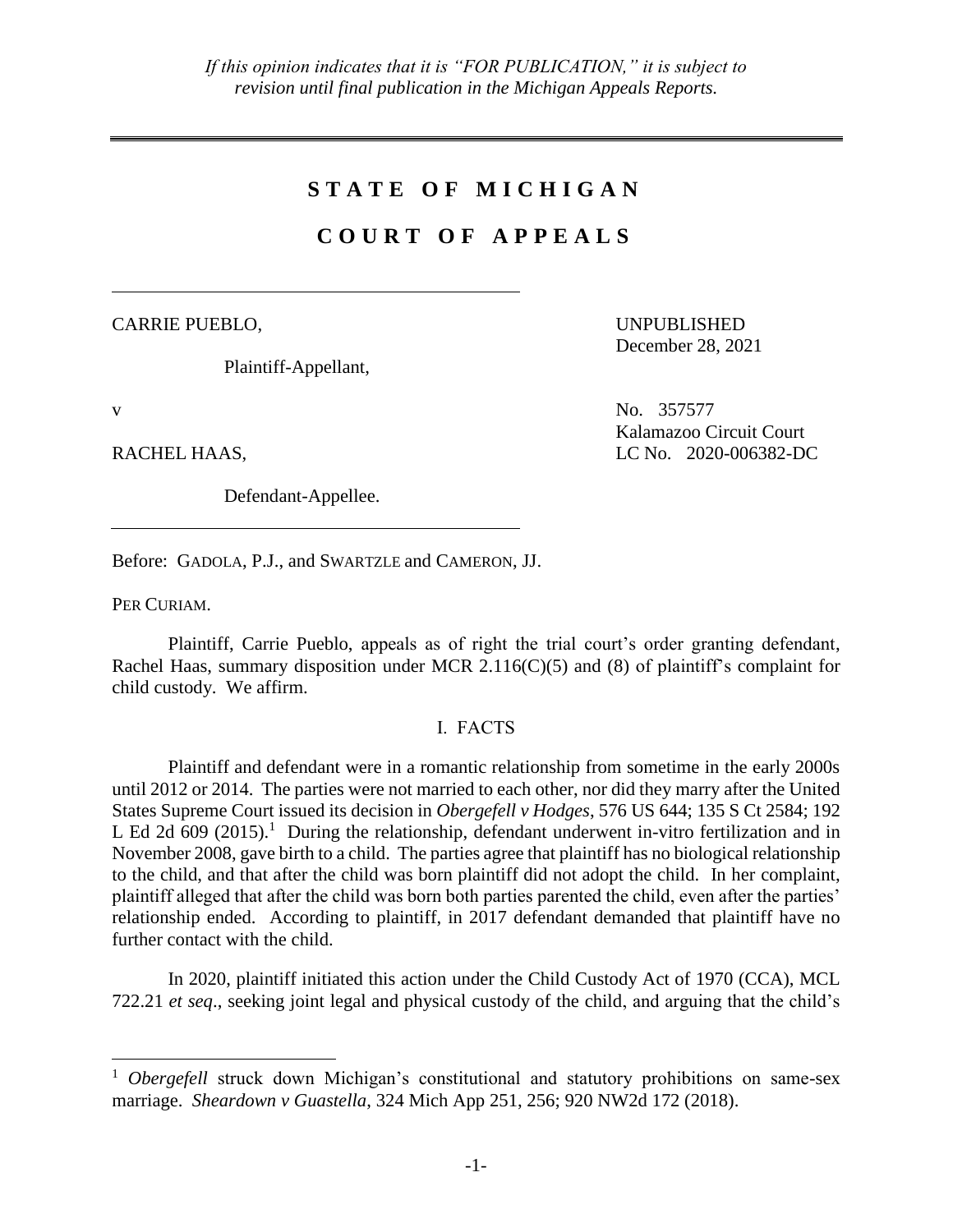*If this opinion indicates that it is "FOR PUBLICATION," it is subject to revision until final publication in the Michigan Appeals Reports.*

---

# STATE OF MICHIGAN

# COURT OF APPEALS

---

CARRIE PUEBLO,

Plaintiff-Appellant,

UNPUBLISHED
December 28, 2021

v

No. 357577
Kalamazoo Circuit Court
LC No. 2020-006382-DC

RACHEL HAAS,

Defendant-Appellee.

---

Before: GADOLA, P.J., and SWARTZLE and CAMERON, JJ.

PER CURIAM.

Plaintiff, Carrie Pueblo, appeals as of right the trial court's order granting defendant, Rachel Haas, summary disposition under MCR 2.116(C)(5) and (8) of plaintiff's complaint for child custody. We affirm.

## I. FACTS

Plaintiff and defendant were in a romantic relationship from sometime in the early 2000s until 2012 or 2014. The parties were not married to each other, nor did they marry after the United States Supreme Court issued its decision in *Obergefell v Hodges*, 576 US 644; 135 S Ct 2584; 192 L Ed 2d 609 (2015).[1] During the relationship, defendant underwent in-vitro fertilization and in November 2008, gave birth to a child. The parties agree that plaintiff has no biological relationship to the child, and that after the child was born plaintiff did not adopt the child. In her complaint, plaintiff alleged that after the child was born both parties parented the child, even after the parties' relationship ended. According to plaintiff, in 2017 defendant demanded that plaintiff have no further contact with the child.

In 2020, plaintiff initiated this action under the Child Custody Act of 1970 (CCA), MCL 722.21 *et seq*., seeking joint legal and physical custody of the child, and arguing that the child's

---

[1] *Obergefell* struck down Michigan's constitutional and statutory prohibitions on same-sex marriage. *Sheardown v Guastella*, 324 Mich App 251, 256; 920 NW2d 172 (2018).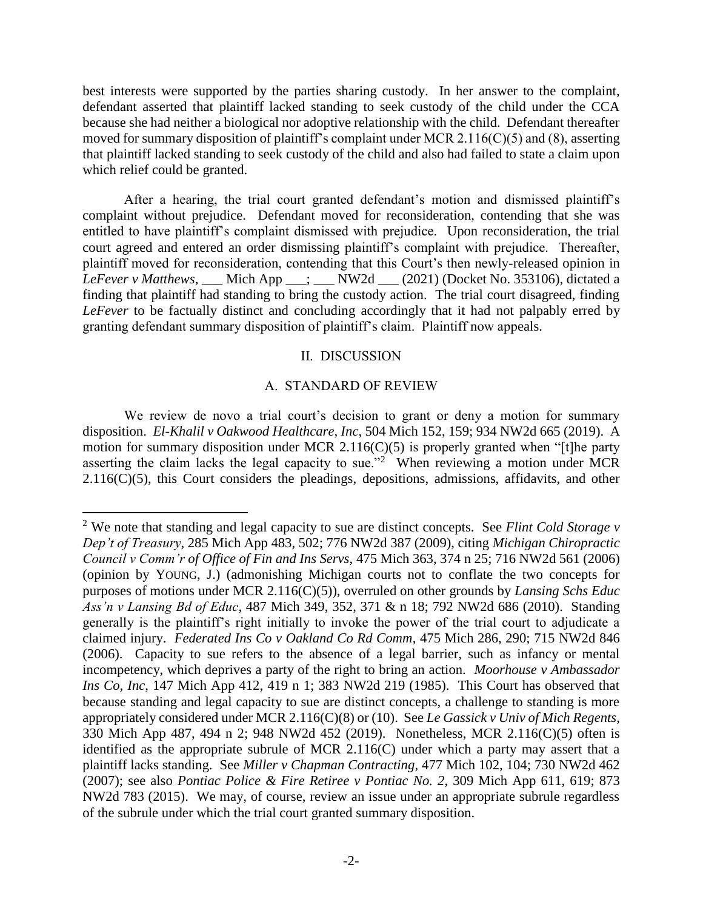best interests were supported by the parties sharing custody. In her answer to the complaint, defendant asserted that plaintiff lacked standing to seek custody of the child under the CCA because she had neither a biological nor adoptive relationship with the child. Defendant thereafter moved for summary disposition of plaintiff's complaint under MCR 2.116(C)(5) and (8), asserting that plaintiff lacked standing to seek custody of the child and also had failed to state a claim upon which relief could be granted.

After a hearing, the trial court granted defendant's motion and dismissed plaintiff's complaint without prejudice. Defendant moved for reconsideration, contending that she was entitled to have plaintiff's complaint dismissed with prejudice. Upon reconsideration, the trial court agreed and entered an order dismissing plaintiff's complaint with prejudice. Thereafter, plaintiff moved for reconsideration, contending that this Court's then newly-released opinion in *LeFever v Matthews*, ___ Mich App ___; ___ NW2d ___ (2021) (Docket No. 353106), dictated a finding that plaintiff had standing to bring the custody action. The trial court disagreed, finding *LeFever* to be factually distinct and concluding accordingly that it had not palpably erred by granting defendant summary disposition of plaintiff's claim. Plaintiff now appeals.

## II. DISCUSSION

### A. STANDARD OF REVIEW

We review de novo a trial court's decision to grant or deny a motion for summary disposition. *El-Khalil v Oakwood Healthcare, Inc*, 504 Mich 152, 159; 934 NW2d 665 (2019). A motion for summary disposition under MCR 2.116(C)(5) is properly granted when "[t]he party asserting the claim lacks the legal capacity to sue."[2] When reviewing a motion under MCR 2.116(C)(5), this Court considers the pleadings, depositions, admissions, affidavits, and other

---

[2] We note that standing and legal capacity to sue are distinct concepts. See *Flint Cold Storage v Dep't of Treasury*, 285 Mich App 483, 502; 776 NW2d 387 (2009), citing *Michigan Chiropractic Council v Comm'r of Office of Fin and Ins Servs*, 475 Mich 363, 374 n 25; 716 NW2d 561 (2006) (opinion by YOUNG, J.) (admonishing Michigan courts not to conflate the two concepts for purposes of motions under MCR 2.116(C)(5)), overruled on other grounds by *Lansing Schs Educ Ass'n v Lansing Bd of Educ*, 487 Mich 349, 352, 371 & n 18; 792 NW2d 686 (2010). Standing generally is the plaintiff's right initially to invoke the power of the trial court to adjudicate a claimed injury. *Federated Ins Co v Oakland Co Rd Comm*, 475 Mich 286, 290; 715 NW2d 846 (2006). Capacity to sue refers to the absence of a legal barrier, such as infancy or mental incompetency, which deprives a party of the right to bring an action. *Moorhouse v Ambassador Ins Co, Inc*, 147 Mich App 412, 419 n 1; 383 NW2d 219 (1985). This Court has observed that because standing and legal capacity to sue are distinct concepts, a challenge to standing is more appropriately considered under MCR 2.116(C)(8) or (10). See *Le Gassick v Univ of Mich Regents*, 330 Mich App 487, 494 n 2; 948 NW2d 452 (2019). Nonetheless, MCR 2.116(C)(5) often is identified as the appropriate subrule of MCR 2.116(C) under which a party may assert that a plaintiff lacks standing. See *Miller v Chapman Contracting*, 477 Mich 102, 104; 730 NW2d 462 (2007); see also *Pontiac Police & Fire Retiree v Pontiac No. 2*, 309 Mich App 611, 619; 873 NW2d 783 (2015). We may, of course, review an issue under an appropriate subrule regardless of the subrule under which the trial court granted summary disposition.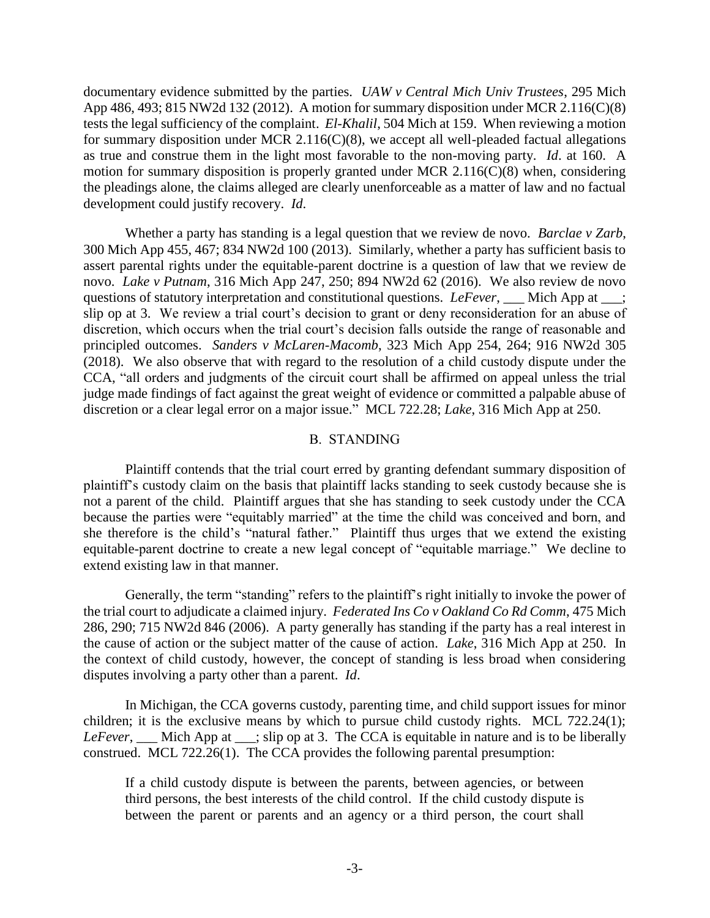documentary evidence submitted by the parties. *UAW v Central Mich Univ Trustees*, 295 Mich App 486, 493; 815 NW2d 132 (2012). A motion for summary disposition under MCR 2.116(C)(8) tests the legal sufficiency of the complaint. *El-Khalil*, 504 Mich at 159. When reviewing a motion for summary disposition under MCR 2.116(C)(8), we accept all well-pleaded factual allegations as true and construe them in the light most favorable to the non-moving party. *Id*. at 160. A motion for summary disposition is properly granted under MCR 2.116(C)(8) when, considering the pleadings alone, the claims alleged are clearly unenforceable as a matter of law and no factual development could justify recovery. *Id*.

Whether a party has standing is a legal question that we review de novo. *Barclae v Zarb*, 300 Mich App 455, 467; 834 NW2d 100 (2013). Similarly, whether a party has sufficient basis to assert parental rights under the equitable-parent doctrine is a question of law that we review de novo. *Lake v Putnam*, 316 Mich App 247, 250; 894 NW2d 62 (2016). We also review de novo questions of statutory interpretation and constitutional questions. *LeFever*, ___ Mich App at ___; slip op at 3. We review a trial court's decision to grant or deny reconsideration for an abuse of discretion, which occurs when the trial court's decision falls outside the range of reasonable and principled outcomes. *Sanders v McLaren-Macomb*, 323 Mich App 254, 264; 916 NW2d 305 (2018). We also observe that with regard to the resolution of a child custody dispute under the CCA, "all orders and judgments of the circuit court shall be affirmed on appeal unless the trial judge made findings of fact against the great weight of evidence or committed a palpable abuse of discretion or a clear legal error on a major issue." MCL 722.28; *Lake*, 316 Mich App at 250.

## B. STANDING

Plaintiff contends that the trial court erred by granting defendant summary disposition of plaintiff's custody claim on the basis that plaintiff lacks standing to seek custody because she is not a parent of the child. Plaintiff argues that she has standing to seek custody under the CCA because the parties were "equitably married" at the time the child was conceived and born, and she therefore is the child's "natural father." Plaintiff thus urges that we extend the existing equitable-parent doctrine to create a new legal concept of "equitable marriage." We decline to extend existing law in that manner.

Generally, the term "standing" refers to the plaintiff's right initially to invoke the power of the trial court to adjudicate a claimed injury. *Federated Ins Co v Oakland Co Rd Comm*, 475 Mich 286, 290; 715 NW2d 846 (2006). A party generally has standing if the party has a real interest in the cause of action or the subject matter of the cause of action. *Lake*, 316 Mich App at 250. In the context of child custody, however, the concept of standing is less broad when considering disputes involving a party other than a parent. *Id*.

In Michigan, the CCA governs custody, parenting time, and child support issues for minor children; it is the exclusive means by which to pursue child custody rights. MCL 722.24(1); *LeFever*, ___ Mich App at ___; slip op at 3. The CCA is equitable in nature and is to be liberally construed. MCL 722.26(1). The CCA provides the following parental presumption:

> If a child custody dispute is between the parents, between agencies, or between third persons, the best interests of the child control. If the child custody dispute is between the parent or parents and an agency or a third person, the court shall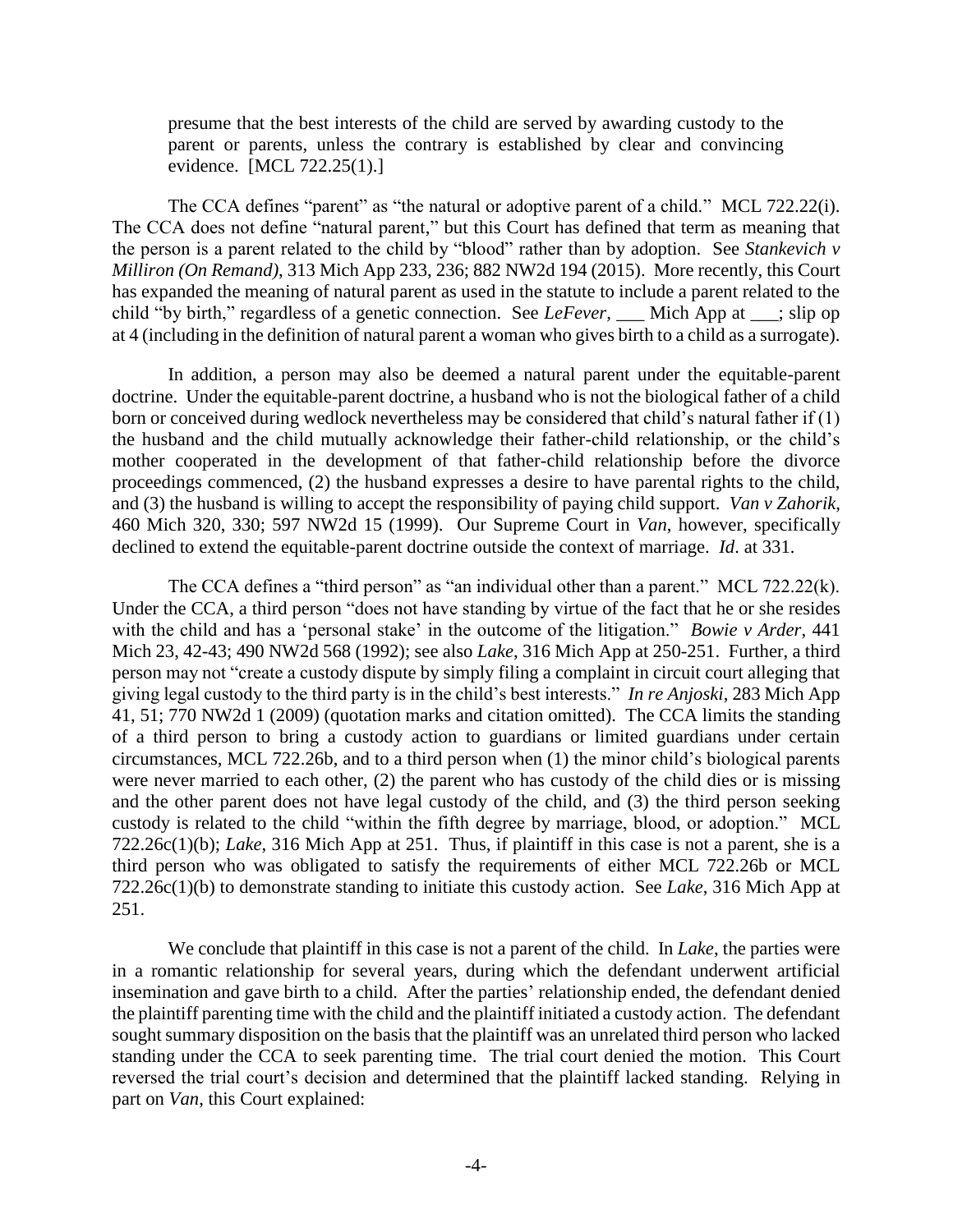presume that the best interests of the child are served by awarding custody to the parent or parents, unless the contrary is established by clear and convincing evidence. [MCL 722.25(1).]

The CCA defines "parent" as "the natural or adoptive parent of a child." MCL 722.22(i). The CCA does not define "natural parent," but this Court has defined that term as meaning that the person is a parent related to the child by "blood" rather than by adoption. See *Stankevich v Milliron (On Remand)*, 313 Mich App 233, 236; 882 NW2d 194 (2015). More recently, this Court has expanded the meaning of natural parent as used in the statute to include a parent related to the child "by birth," regardless of a genetic connection. See *LeFever*, ___ Mich App at ___; slip op at 4 (including in the definition of natural parent a woman who gives birth to a child as a surrogate).

In addition, a person may also be deemed a natural parent under the equitable-parent doctrine. Under the equitable-parent doctrine, a husband who is not the biological father of a child born or conceived during wedlock nevertheless may be considered that child's natural father if (1) the husband and the child mutually acknowledge their father-child relationship, or the child's mother cooperated in the development of that father-child relationship before the divorce proceedings commenced, (2) the husband expresses a desire to have parental rights to the child, and (3) the husband is willing to accept the responsibility of paying child support. *Van v Zahorik*, 460 Mich 320, 330; 597 NW2d 15 (1999). Our Supreme Court in *Van*, however, specifically declined to extend the equitable-parent doctrine outside the context of marriage. *Id*. at 331.

The CCA defines a "third person" as "an individual other than a parent." MCL 722.22(k). Under the CCA, a third person "does not have standing by virtue of the fact that he or she resides with the child and has a 'personal stake' in the outcome of the litigation." *Bowie v Arder*, 441 Mich 23, 42-43; 490 NW2d 568 (1992); see also *Lake*, 316 Mich App at 250-251. Further, a third person may not "create a custody dispute by simply filing a complaint in circuit court alleging that giving legal custody to the third party is in the child's best interests." *In re Anjoski*, 283 Mich App 41, 51; 770 NW2d 1 (2009) (quotation marks and citation omitted). The CCA limits the standing of a third person to bring a custody action to guardians or limited guardians under certain circumstances, MCL 722.26b, and to a third person when (1) the minor child's biological parents were never married to each other, (2) the parent who has custody of the child dies or is missing and the other parent does not have legal custody of the child, and (3) the third person seeking custody is related to the child "within the fifth degree by marriage, blood, or adoption." MCL 722.26c(1)(b); *Lake*, 316 Mich App at 251. Thus, if plaintiff in this case is not a parent, she is a third person who was obligated to satisfy the requirements of either MCL 722.26b or MCL 722.26c(1)(b) to demonstrate standing to initiate this custody action. See *Lake*, 316 Mich App at 251.

We conclude that plaintiff in this case is not a parent of the child. In *Lake*, the parties were in a romantic relationship for several years, during which the defendant underwent artificial insemination and gave birth to a child. After the parties' relationship ended, the defendant denied the plaintiff parenting time with the child and the plaintiff initiated a custody action. The defendant sought summary disposition on the basis that the plaintiff was an unrelated third person who lacked standing under the CCA to seek parenting time. The trial court denied the motion. This Court reversed the trial court's decision and determined that the plaintiff lacked standing. Relying in part on *Van*, this Court explained: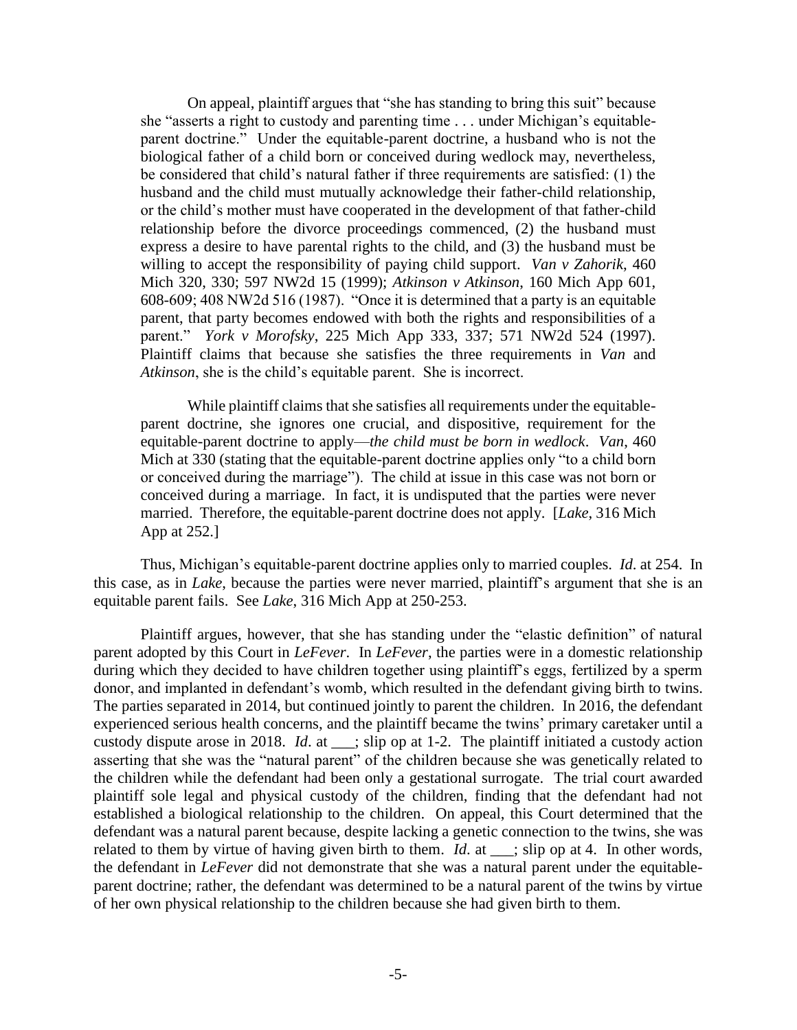On appeal, plaintiff argues that "she has standing to bring this suit" because she "asserts a right to custody and parenting time . . . under Michigan's equitable-parent doctrine." Under the equitable-parent doctrine, a husband who is not the biological father of a child born or conceived during wedlock may, nevertheless, be considered that child's natural father if three requirements are satisfied: (1) the husband and the child must mutually acknowledge their father-child relationship, or the child's mother must have cooperated in the development of that father-child relationship before the divorce proceedings commenced, (2) the husband must express a desire to have parental rights to the child, and (3) the husband must be willing to accept the responsibility of paying child support. *Van v Zahorik*, 460 Mich 320, 330; 597 NW2d 15 (1999); *Atkinson v Atkinson*, 160 Mich App 601, 608-609; 408 NW2d 516 (1987). "Once it is determined that a party is an equitable parent, that party becomes endowed with both the rights and responsibilities of a parent." *York v Morofsky*, 225 Mich App 333, 337; 571 NW2d 524 (1997). Plaintiff claims that because she satisfies the three requirements in *Van* and *Atkinson*, she is the child's equitable parent. She is incorrect.

> While plaintiff claims that she satisfies all requirements under the equitable-parent doctrine, she ignores one crucial, and dispositive, requirement for the equitable-parent doctrine to apply—*the child must be born in wedlock*. *Van*, 460 Mich at 330 (stating that the equitable-parent doctrine applies only "to a child born or conceived during the marriage"). The child at issue in this case was not born or conceived during a marriage. In fact, it is undisputed that the parties were never married. Therefore, the equitable-parent doctrine does not apply. [*Lake*, 316 Mich App at 252.]

Thus, Michigan's equitable-parent doctrine applies only to married couples. *Id*. at 254. In this case, as in *Lake*, because the parties were never married, plaintiff's argument that she is an equitable parent fails. See *Lake*, 316 Mich App at 250-253.

Plaintiff argues, however, that she has standing under the "elastic definition" of natural parent adopted by this Court in *LeFever*. In *LeFever*, the parties were in a domestic relationship during which they decided to have children together using plaintiff's eggs, fertilized by a sperm donor, and implanted in defendant's womb, which resulted in the defendant giving birth to twins. The parties separated in 2014, but continued jointly to parent the children. In 2016, the defendant experienced serious health concerns, and the plaintiff became the twins' primary caretaker until a custody dispute arose in 2018. *Id*. at ___; slip op at 1-2. The plaintiff initiated a custody action asserting that she was the "natural parent" of the children because she was genetically related to the children while the defendant had been only a gestational surrogate. The trial court awarded plaintiff sole legal and physical custody of the children, finding that the defendant had not established a biological relationship to the children. On appeal, this Court determined that the defendant was a natural parent because, despite lacking a genetic connection to the twins, she was related to them by virtue of having given birth to them. *Id*. at ___; slip op at 4. In other words, the defendant in *LeFever* did not demonstrate that she was a natural parent under the equitable-parent doctrine; rather, the defendant was determined to be a natural parent of the twins by virtue of her own physical relationship to the children because she had given birth to them.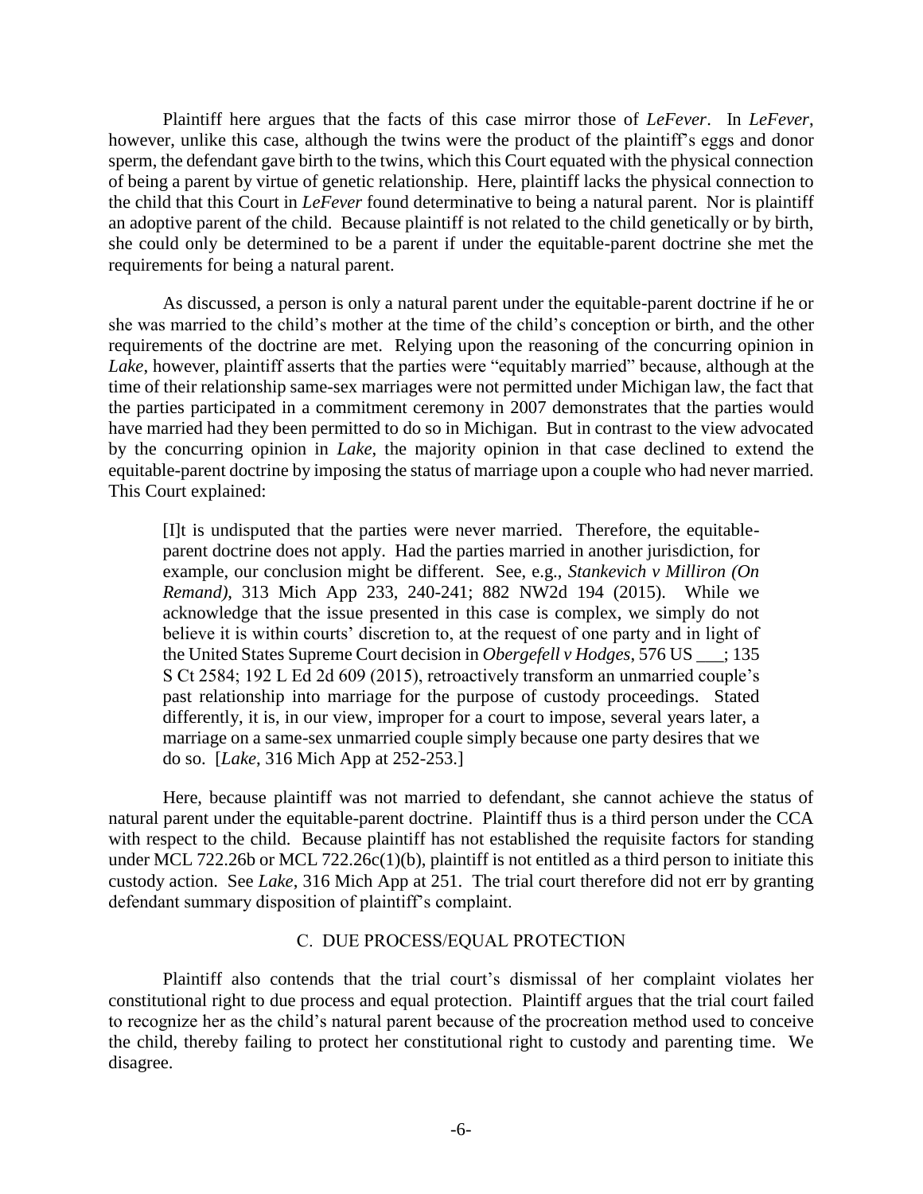Plaintiff here argues that the facts of this case mirror those of *LeFever*. In *LeFever*, however, unlike this case, although the twins were the product of the plaintiff's eggs and donor sperm, the defendant gave birth to the twins, which this Court equated with the physical connection of being a parent by virtue of genetic relationship. Here, plaintiff lacks the physical connection to the child that this Court in *LeFever* found determinative to being a natural parent. Nor is plaintiff an adoptive parent of the child. Because plaintiff is not related to the child genetically or by birth, she could only be determined to be a parent if under the equitable-parent doctrine she met the requirements for being a natural parent.

As discussed, a person is only a natural parent under the equitable-parent doctrine if he or she was married to the child's mother at the time of the child's conception or birth, and the other requirements of the doctrine are met. Relying upon the reasoning of the concurring opinion in *Lake*, however, plaintiff asserts that the parties were "equitably married" because, although at the time of their relationship same-sex marriages were not permitted under Michigan law, the fact that the parties participated in a commitment ceremony in 2007 demonstrates that the parties would have married had they been permitted to do so in Michigan. But in contrast to the view advocated by the concurring opinion in *Lake*, the majority opinion in that case declined to extend the equitable-parent doctrine by imposing the status of marriage upon a couple who had never married. This Court explained:

> [I]t is undisputed that the parties were never married. Therefore, the equitable-parent doctrine does not apply. Had the parties married in another jurisdiction, for example, our conclusion might be different. See, e.g., *Stankevich v Milliron (On Remand)*, 313 Mich App 233, 240-241; 882 NW2d 194 (2015). While we acknowledge that the issue presented in this case is complex, we simply do not believe it is within courts' discretion to, at the request of one party and in light of the United States Supreme Court decision in *Obergefell v Hodges*, 576 US ___; 135 S Ct 2584; 192 L Ed 2d 609 (2015), retroactively transform an unmarried couple's past relationship into marriage for the purpose of custody proceedings. Stated differently, it is, in our view, improper for a court to impose, several years later, a marriage on a same-sex unmarried couple simply because one party desires that we do so. [*Lake*, 316 Mich App at 252-253.]

Here, because plaintiff was not married to defendant, she cannot achieve the status of natural parent under the equitable-parent doctrine. Plaintiff thus is a third person under the CCA with respect to the child. Because plaintiff has not established the requisite factors for standing under MCL 722.26b or MCL 722.26c(1)(b), plaintiff is not entitled as a third person to initiate this custody action. See *Lake*, 316 Mich App at 251. The trial court therefore did not err by granting defendant summary disposition of plaintiff's complaint.

### C. DUE PROCESS/EQUAL PROTECTION

Plaintiff also contends that the trial court's dismissal of her complaint violates her constitutional right to due process and equal protection. Plaintiff argues that the trial court failed to recognize her as the child's natural parent because of the procreation method used to conceive the child, thereby failing to protect her constitutional right to custody and parenting time. We disagree.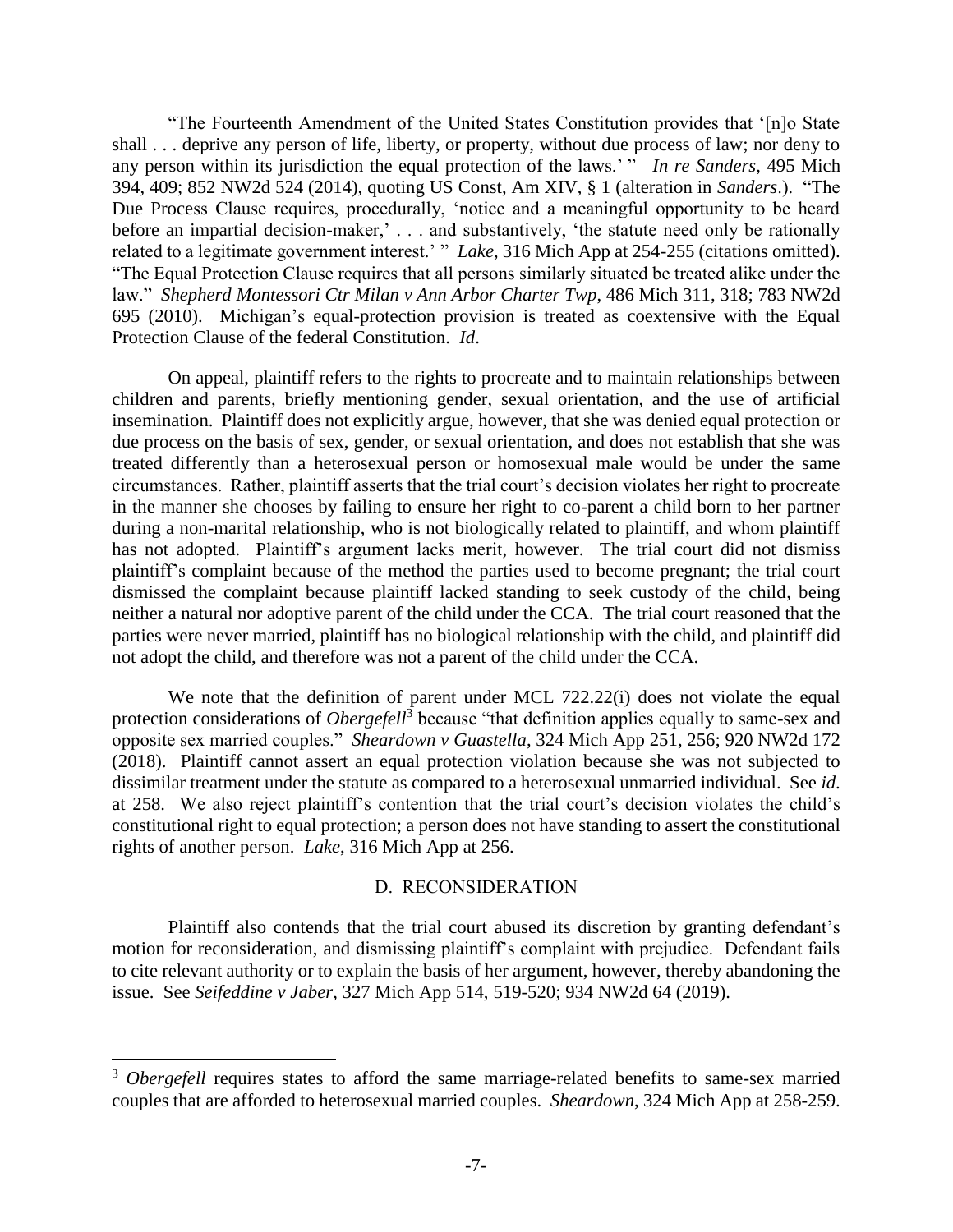"The Fourteenth Amendment of the United States Constitution provides that '[n]o State shall . . . deprive any person of life, liberty, or property, without due process of law; nor deny to any person within its jurisdiction the equal protection of the laws.' " *In re Sanders*, 495 Mich 394, 409; 852 NW2d 524 (2014), quoting US Const, Am XIV, § 1 (alteration in *Sanders*.). "The Due Process Clause requires, procedurally, 'notice and a meaningful opportunity to be heard before an impartial decision-maker,' . . . and substantively, 'the statute need only be rationally related to a legitimate government interest.' " *Lake*, 316 Mich App at 254-255 (citations omitted). "The Equal Protection Clause requires that all persons similarly situated be treated alike under the law." *Shepherd Montessori Ctr Milan v Ann Arbor Charter Twp*, 486 Mich 311, 318; 783 NW2d 695 (2010). Michigan's equal-protection provision is treated as coextensive with the Equal Protection Clause of the federal Constitution. *Id*.

On appeal, plaintiff refers to the rights to procreate and to maintain relationships between children and parents, briefly mentioning gender, sexual orientation, and the use of artificial insemination. Plaintiff does not explicitly argue, however, that she was denied equal protection or due process on the basis of sex, gender, or sexual orientation, and does not establish that she was treated differently than a heterosexual person or homosexual male would be under the same circumstances. Rather, plaintiff asserts that the trial court's decision violates her right to procreate in the manner she chooses by failing to ensure her right to co-parent a child born to her partner during a non-marital relationship, who is not biologically related to plaintiff, and whom plaintiff has not adopted. Plaintiff's argument lacks merit, however. The trial court did not dismiss plaintiff's complaint because of the method the parties used to become pregnant; the trial court dismissed the complaint because plaintiff lacked standing to seek custody of the child, being neither a natural nor adoptive parent of the child under the CCA. The trial court reasoned that the parties were never married, plaintiff has no biological relationship with the child, and plaintiff did not adopt the child, and therefore was not a parent of the child under the CCA.

We note that the definition of parent under MCL 722.22(i) does not violate the equal protection considerations of *Obergefell*[3] because "that definition applies equally to same-sex and opposite sex married couples." *Sheardown v Guastella*, 324 Mich App 251, 256; 920 NW2d 172 (2018). Plaintiff cannot assert an equal protection violation because she was not subjected to dissimilar treatment under the statute as compared to a heterosexual unmarried individual. See *id*. at 258. We also reject plaintiff's contention that the trial court's decision violates the child's constitutional right to equal protection; a person does not have standing to assert the constitutional rights of another person. *Lake*, 316 Mich App at 256.

### D. RECONSIDERATION

Plaintiff also contends that the trial court abused its discretion by granting defendant's motion for reconsideration, and dismissing plaintiff's complaint with prejudice. Defendant fails to cite relevant authority or to explain the basis of her argument, however, thereby abandoning the issue. See *Seifeddine v Jaber*, 327 Mich App 514, 519-520; 934 NW2d 64 (2019).

---

[3] *Obergefell* requires states to afford the same marriage-related benefits to same-sex married couples that are afforded to heterosexual married couples. *Sheardown*, 324 Mich App at 258-259.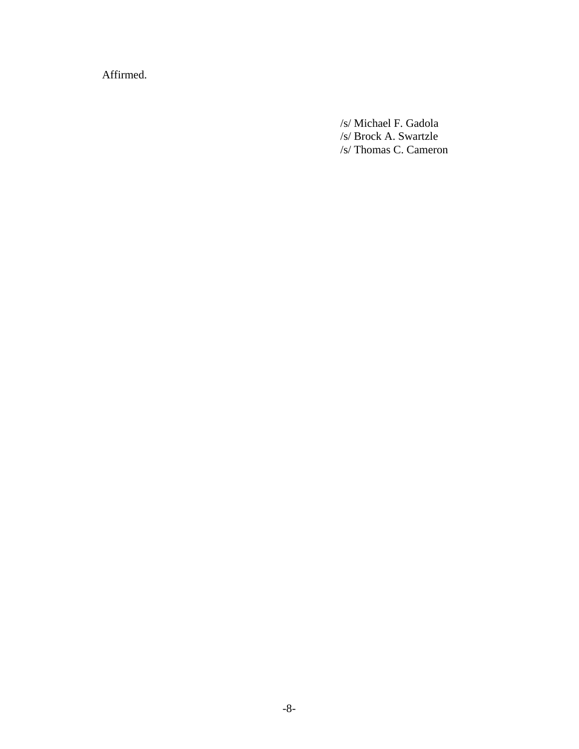Affirmed.

/s/ Michael F. Gadola
/s/ Brock A. Swartzle
/s/ Thomas C. Cameron